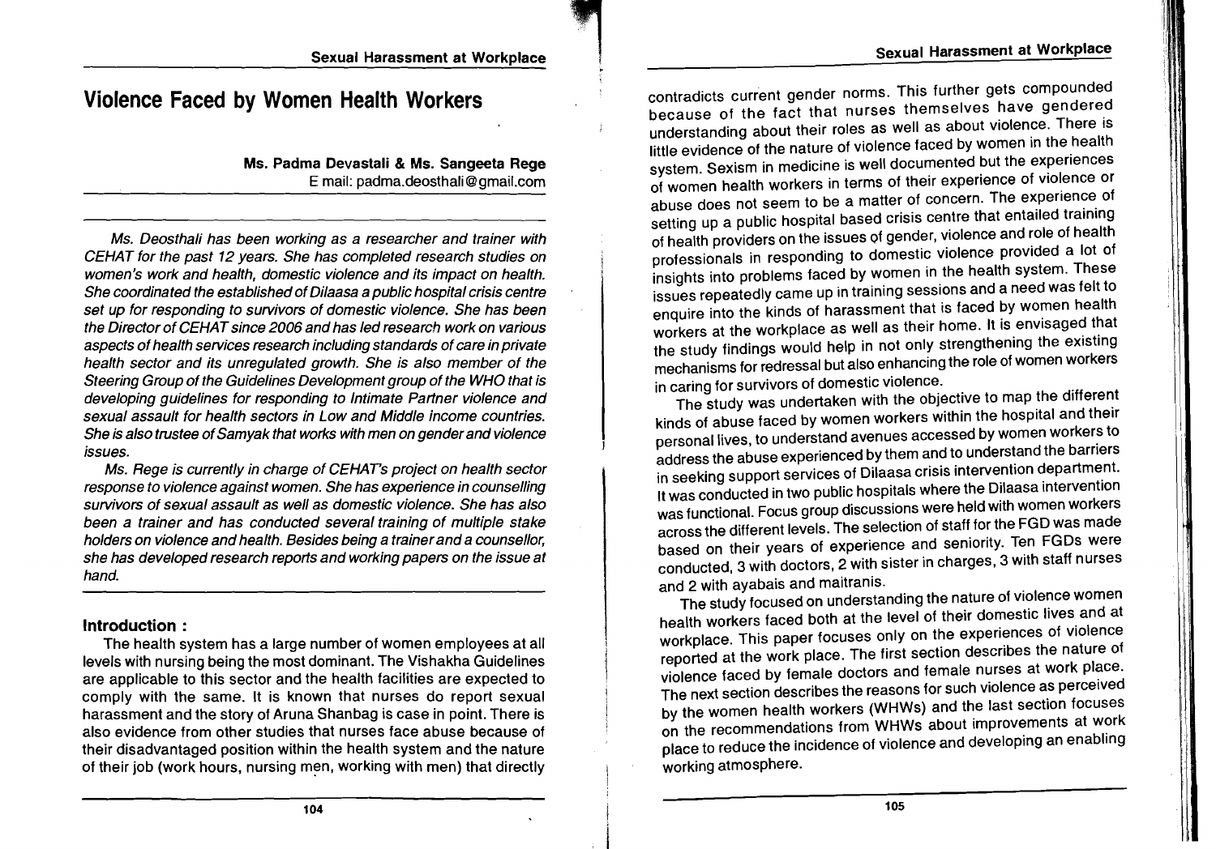# Violence Faced by Women Health Workers

**Ms. Padma Devastali & Ms. Sangeeta Rege**
E mail: padma.deosthali@gmail.com

*Ms. Deosthali has been working as a researcher and trainer with CEHAT for the past 12 years. She has completed research studies on women's work and health, domestic violence and its impact on health. She coordinated the established of Dilaasa a public hospital crisis centre set up for responding to survivors of domestic violence. She has been the Director of CEHAT since 2006 and has led research work on various aspects of health services research including standards of care in private health sector and its unregulated growth. She is also member of the Steering Group of the Guidelines Development group of the WHO that is developing guidelines for responding to Intimate Partner violence and sexual assault for health sectors in Low and Middle income countries. She is also trustee of Samyak that works with men on gender and violence issues.*

*Ms. Rege is currently in charge of CEHAT's project on health sector response to violence against women. She has experience in counselling survivors of sexual assault as well as domestic violence. She has also been a trainer and has conducted several training of multiple stake holders on violence and health. Besides being a trainer and a counsellor, she has developed research reports and working papers on the issue at hand.*

## Introduction :

The health system has a large number of women employees at all levels with nursing being the most dominant. The Vishakha Guidelines are applicable to this sector and the health facilities are expected to comply with the same. It is known that nurses do report sexual harassment and the story of Aruna Shanbag is case in point. There is also evidence from other studies that nurses face abuse because of their disadvantaged position within the health system and the nature of their job (work hours, nursing men, working with men) that directly contradicts current gender norms. This further gets compounded because of the fact that nurses themselves have gendered understanding about their roles as well as about violence. There is little evidence of the nature of violence faced by women in the health system. Sexism in medicine is well documented but the experiences of women health workers in terms of their experience of violence or abuse does not seem to be a matter of concern. The experience of setting up a public hospital based crisis centre that entailed training of health providers on the issues of gender, violence and role of health professionals in responding to domestic violence provided a lot of insights into problems faced by women in the health system. These issues repeatedly came up in training sessions and a need was felt to enquire into the kinds of harassment that is faced by women health workers at the workplace as well as their home. It is envisaged that the study findings would help in not only strengthening the existing mechanisms for redressal but also enhancing the role of women workers in caring for survivors of domestic violence.

The study was undertaken with the objective to map the different kinds of abuse faced by women workers within the hospital and their personal lives, to understand avenues accessed by women workers to address the abuse experienced by them and to understand the barriers in seeking support services of Dilaasa crisis intervention department. It was conducted in two public hospitals where the Dilaasa intervention was functional. Focus group discussions were held with women workers across the different levels. The selection of staff for the FGD was made based on their years of experience and seniority. Ten FGDs were conducted, 3 with doctors, 2 with sister in charges, 3 with staff nurses and 2 with ayabais and maitranis.

The study focused on understanding the nature of violence women health workers faced both at the level of their domestic lives and at workplace. This paper focuses only on the experiences of violence reported at the work place. The first section describes the nature of violence faced by female doctors and female nurses at work place. The next section describes the reasons for such violence as perceived by the women health workers (WHWs) and the last section focuses on the recommendations from WHWs about improvements at work place to reduce the incidence of violence and developing an enabling working atmosphere.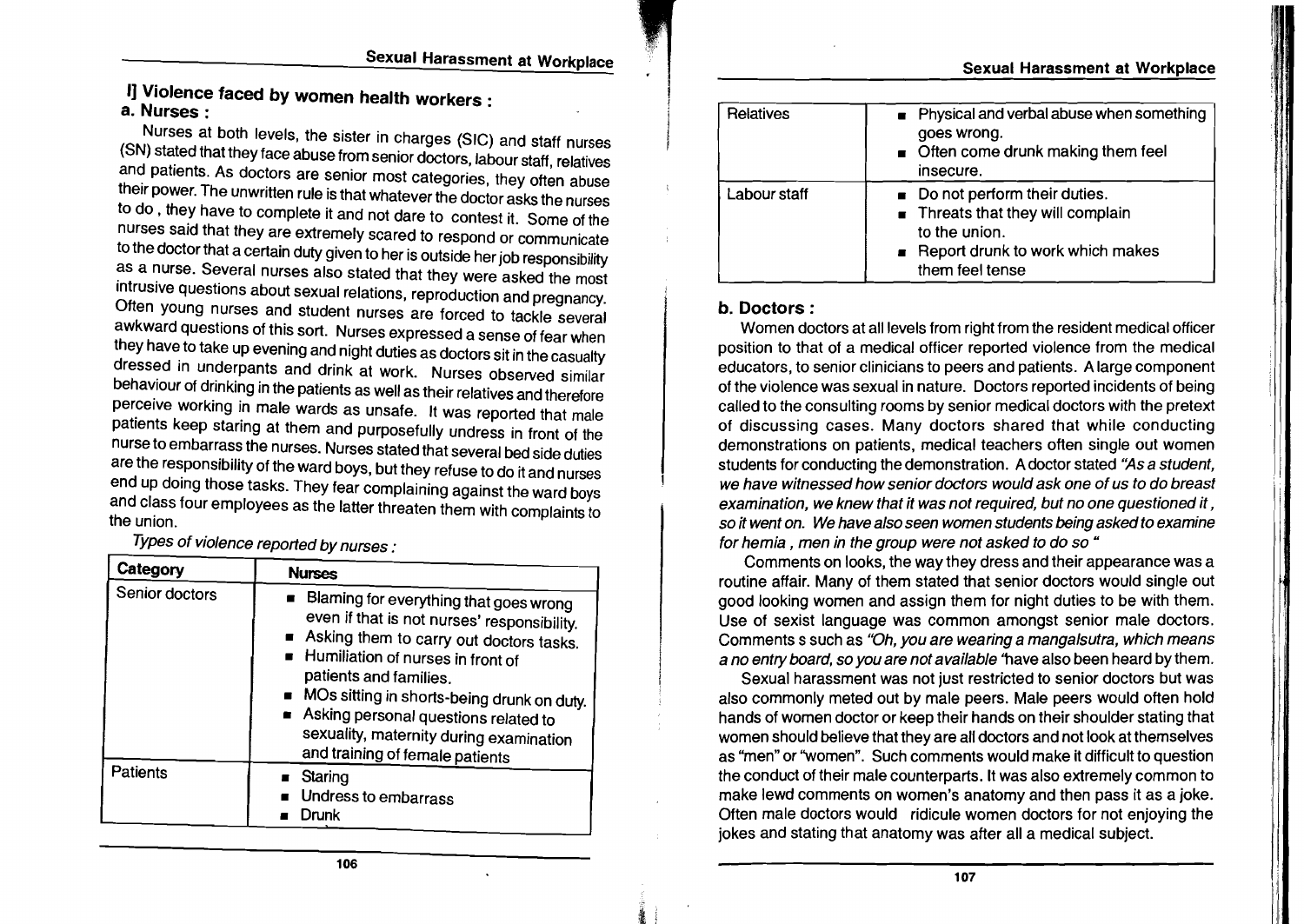## I] Violence faced by women health workers :

### a. Nurses :

Nurses at both levels, the sister in charges (SIC) and staff nurses (SN) stated that they face abuse from senior doctors, labour staff, relatives and patients. As doctors are senior most categories, they often abuse their power. The unwritten rule is that whatever the doctor asks the nurses to do , they have to complete it and not dare to contest it. Some of the nurses said that they are extremely scared to respond or communicate to the doctor that a certain duty given to her is outside her job responsibility as a nurse. Several nurses also stated that they were asked the most intrusive questions about sexual relations, reproduction and pregnancy. Often young nurses and student nurses are forced to tackle several awkward questions of this sort. Nurses expressed a sense of fear when they have to take up evening and night duties as doctors sit in the casualty dressed in underpants and drink at work. Nurses observed similar behaviour of drinking in the patients as well as their relatives and therefore perceive working in male wards as unsafe. It was reported that male patients keep staring at them and purposefully undress in front of the nurse to embarrass the nurses. Nurses stated that several bed side duties are the responsibility of the ward boys, but they refuse to do it and nurses end up doing those tasks. They fear complaining against the ward boys and class four employees as the latter threaten them with complaints to the union.

*Types of violence reported by nurses :*

| Category | Nurses |
|---|---|
| Senior doctors | ▪ Blaming for everything that goes wrong even if that is not nurses' responsibility.<br>▪ Asking them to carry out doctors tasks.<br>▪ Humiliation of nurses in front of patients and families.<br>▪ MOs sitting in shorts-being drunk on duty.<br>▪ Asking personal questions related to sexuality, maternity during examination and training of female patients |
| Patients | ▪ Staring<br>▪ Undress to embarrass<br>▪ Drunk |
| Relatives | ▪ Physical and verbal abuse when something goes wrong.<br>▪ Often come drunk making them feel insecure. |
| Labour staff | ▪ Do not perform their duties.<br>▪ Threats that they will complain to the union.<br>▪ Report drunk to work which makes them feel tense |

### b. Doctors :

Women doctors at all levels from right from the resident medical officer position to that of a medical officer reported violence from the medical educators, to senior clinicians to peers and patients. A large component of the violence was sexual in nature. Doctors reported incidents of being called to the consulting rooms by senior medical doctors with the pretext of discussing cases. Many doctors shared that while conducting demonstrations on patients, medical teachers often single out women students for conducting the demonstration. A doctor stated *"As a student, we have witnessed how senior doctors would ask one of us to do breast examination, we knew that it was not required, but no one questioned it , so it went on. We have also seen women students being asked to examine for hernia , men in the group were not asked to do so "*

Comments on looks, the way they dress and their appearance was a routine affair. Many of them stated that senior doctors would single out good looking women and assign them for night duties to be with them. Use of sexist language was common amongst senior male doctors. Comments s such as *"Oh, you are wearing a mangalsutra, which means a no entry board, so you are not available "*have also been heard by them.

Sexual harassment was not just restricted to senior doctors but was also commonly meted out by male peers. Male peers would often hold hands of women doctor or keep their hands on their shoulder stating that women should believe that they are all doctors and not look at themselves as "men" or "women". Such comments would make it difficult to question the conduct of their male counterparts. It was also extremely common to make lewd comments on women's anatomy and then pass it as a joke. Often male doctors would ridicule women doctors for not enjoying the jokes and stating that anatomy was after all a medical subject.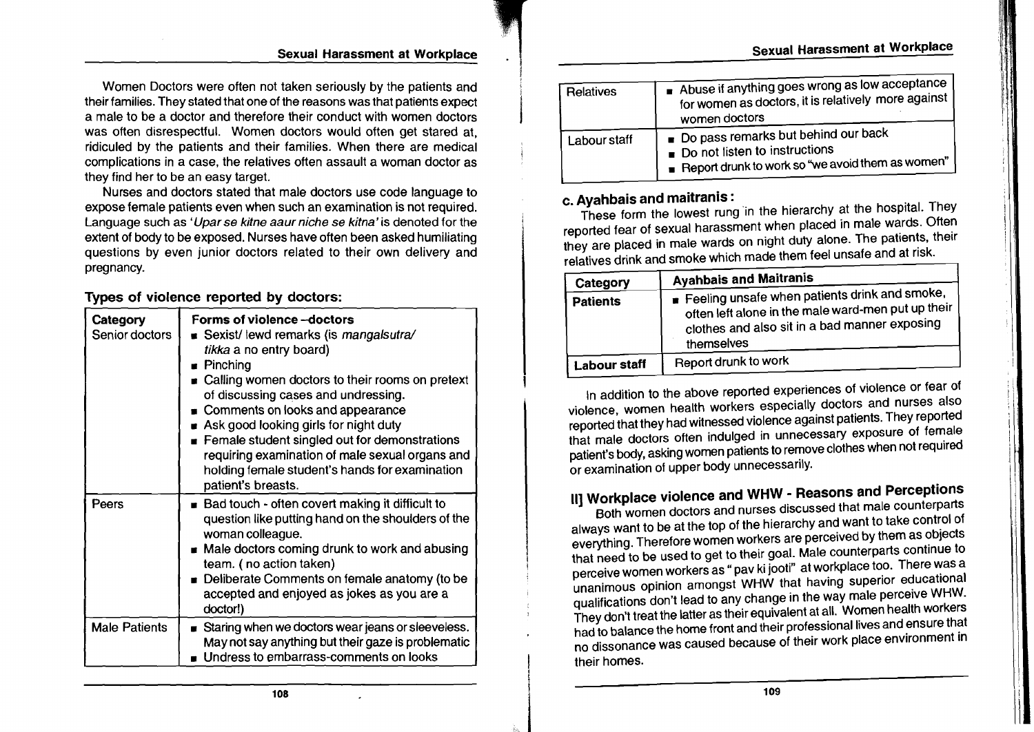Women Doctors were often not taken seriously by the patients and their families. They stated that one of the reasons was that patients expect a male to be a doctor and therefore their conduct with women doctors was often disrespectful. Women doctors would often get stared at, ridiculed by the patients and their families. When there are medical complications in a case, the relatives often assault a woman doctor as they find her to be an easy target.

Nurses and doctors stated that male doctors use code language to expose female patients even when such an examination is not required. Language such as *'Upar se kitne aaur niche se kitna'* is denoted for the extent of body to be exposed. Nurses have often been asked humiliating questions by even junior doctors related to their own delivery and pregnancy.

## Types of violence reported by doctors:

| Category | Forms of violence –doctors |
|---|---|
| Senior doctors | ■ Sexist/ lewd remarks (is *mangalsutra/ tikka* a no entry board)<br>■ Pinching<br>■ Calling women doctors to their rooms on pretext of discussing cases and undressing.<br>■ Comments on looks and appearance<br>■ Ask good looking girls for night duty<br>■ Female student singled out for demonstrations requiring examination of male sexual organs and holding female student's hands for examination patient's breasts. |
| Peers | ■ Bad touch - often covert making it difficult to question like putting hand on the shoulders of the woman colleague.<br>■ Male doctors coming drunk to work and abusing team. ( no action taken)<br>■ Deliberate Comments on female anatomy (to be accepted and enjoyed as jokes as you are a doctor!) |
| Male Patients | ■ Staring when we doctors wear jeans or sleeveless. May not say anything but their gaze is problematic<br>■ Undress to embarrass-comments on looks |
| Relatives | ■ Abuse if anything goes wrong as low acceptance for women as doctors, it is relatively more against women doctors |
| Labour staff | ■ Do pass remarks but behind our back<br>■ Do not listen to instructions<br>■ Report drunk to work so "we avoid them as women" |

### c. Ayahbais and maitranis :

These form the lowest rung in the hierarchy at the hospital. They reported fear of sexual harassment when placed in male wards. Often they are placed in male wards on night duty alone. The patients, their relatives drink and smoke which made them feel unsafe and at risk.

| Category | Ayahbais and Maitranis |
|---|---|
| **Patients** | ■ Feeling unsafe when patients drink and smoke, often left alone in the male ward-men put up their clothes and also sit in a bad manner exposing themselves |
| **Labour staff** | Report drunk to work |

In addition to the above reported experiences of violence or fear of violence, women health workers especially doctors and nurses also reported that they had witnessed violence against patients. They reported that male doctors often indulged in unnecessary exposure of female patient's body, asking women patients to remove clothes when not required or examination of upper body unnecessarily.

## II] Workplace violence and WHW - Reasons and Perceptions

Both women doctors and nurses discussed that male counterparts always want to be at the top of the hierarchy and want to take control of everything. Therefore women workers are perceived by them as objects that need to be used to get to their goal. Male counterparts continue to perceive women workers as " pav ki jooti" at workplace too. There was a unanimous opinion amongst WHW that having superior educational qualifications don't lead to any change in the way male perceive WHW. They don't treat the latter as their equivalent at all. Women health workers had to balance the home front and their professional lives and ensure that no dissonance was caused because of their work place environment in their homes.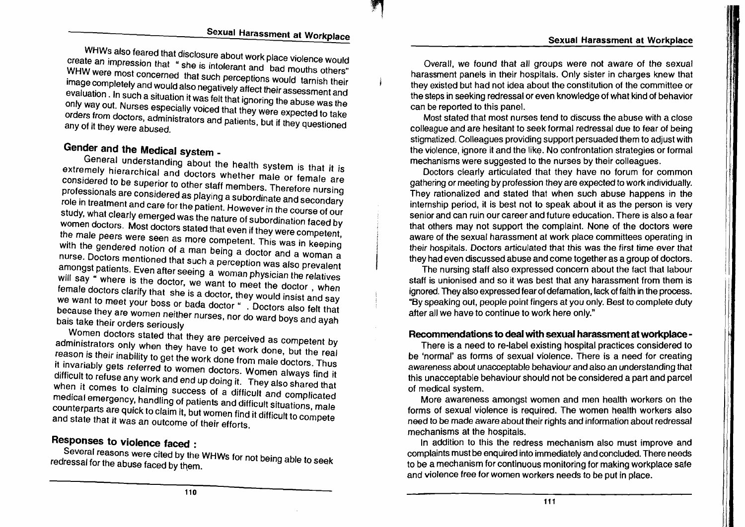WHWs also feared that disclosure about work place violence would create an impression that " she is intolerant and bad mouths others" WHW were most concerned that such perceptions would tarnish their image completely and would also negatively affect their assessment and evaluation. In such a situation it was felt that ignoring the abuse was the only way out. Nurses especially voiced that they were expected to take orders from doctors, administrators and patients, but if they questioned any of it they were abused.

## Gender and the Medical system -

General understanding about the health system is that it is extremely hierarchical and doctors whether male or female are considered to be superior to other staff members. Therefore nursing professionals are considered as playing a subordinate and secondary role in treatment and care for the patient. However in the course of our study, what clearly emerged was the nature of subordination faced by women doctors. Most doctors stated that even if they were competent, the male peers were seen as more competent. This was in keeping with the gendered notion of a man being a doctor and a woman a nurse. Doctors mentioned that such a perception was also prevalent amongst patients. Even after seeing a woman physician the relatives will say " where is the doctor, we want to meet the doctor , when female doctors clarify that she is a doctor, they would insist and say we want to meet your boss or bada doctor " . Doctors also felt that because they are women neither nurses, nor do ward boys and ayah bais take their orders seriously

Women doctors stated that they are perceived as competent by administrators only when they have to get work done, but the real reason is their inability to get the work done from male doctors. Thus it invariably gets referred to women doctors. Women always find it difficult to refuse any work and end up doing it. They also shared that when it comes to claiming success of a difficult and complicated medical emergency, handling of patients and difficult situations, male counterparts are quick to claim it, but women find it difficult to compete and state that it was an outcome of their efforts.

## Responses to violence faced :

Several reasons were cited by the WHWs for not being able to seek redressal for the abuse faced by them.

Overall, we found that all groups were not aware of the sexual harassment panels in their hospitals. Only sister in charges knew that they existed but had not idea about the constitution of the committee or the steps in seeking redressal or even knowledge of what kind of behavior can be reported to this panel.

Most stated that most nurses tend to discuss the abuse with a close colleague and are hesitant to seek formal redressal due to fear of being stigmatized. Colleagues providing support persuaded them to adjust with the violence, ignore it and the like. No confrontation strategies or formal mechanisms were suggested to the nurses by their colleagues.

Doctors clearly articulated that they have no forum for common gathering or meeting by profession they are expected to work individually. They rationalized and stated that when such abuse happens in the internship period, it is best not to speak about it as the person is very senior and can ruin our career and future education. There is also a fear that others may not support the complaint. None of the doctors were aware of the sexual harassment at work place committees operating in their hospitals. Doctors articulated that this was the first time ever that they had even discussed abuse and come together as a group of doctors.

The nursing staff also expressed concern about the fact that labour staff is unionised and so it was best that any harassment from them is ignored. They also expressed fear of defamation, lack of faith in the process. "By speaking out, people point fingers at you only. Best to complete duty after all we have to continue to work here only."

## Recommendations to deal with sexual harassment at workplace -

There is a need to re-label existing hospital practices considered to be 'normal' as forms of sexual violence. There is a need for creating awareness about unacceptable behaviour and also an understanding that this unacceptable behaviour should not be considered a part and parcel of medical system.

More awareness amongst women and men health workers on the forms of sexual violence is required. The women health workers also need to be made aware about their rights and information about redressal mechanisms at the hospitals.

In addition to this the redress mechanism also must improve and complaints must be enquired into immediately and concluded. There needs to be a mechanism for continuous monitoring for making workplace safe and violence free for women workers needs to be put in place.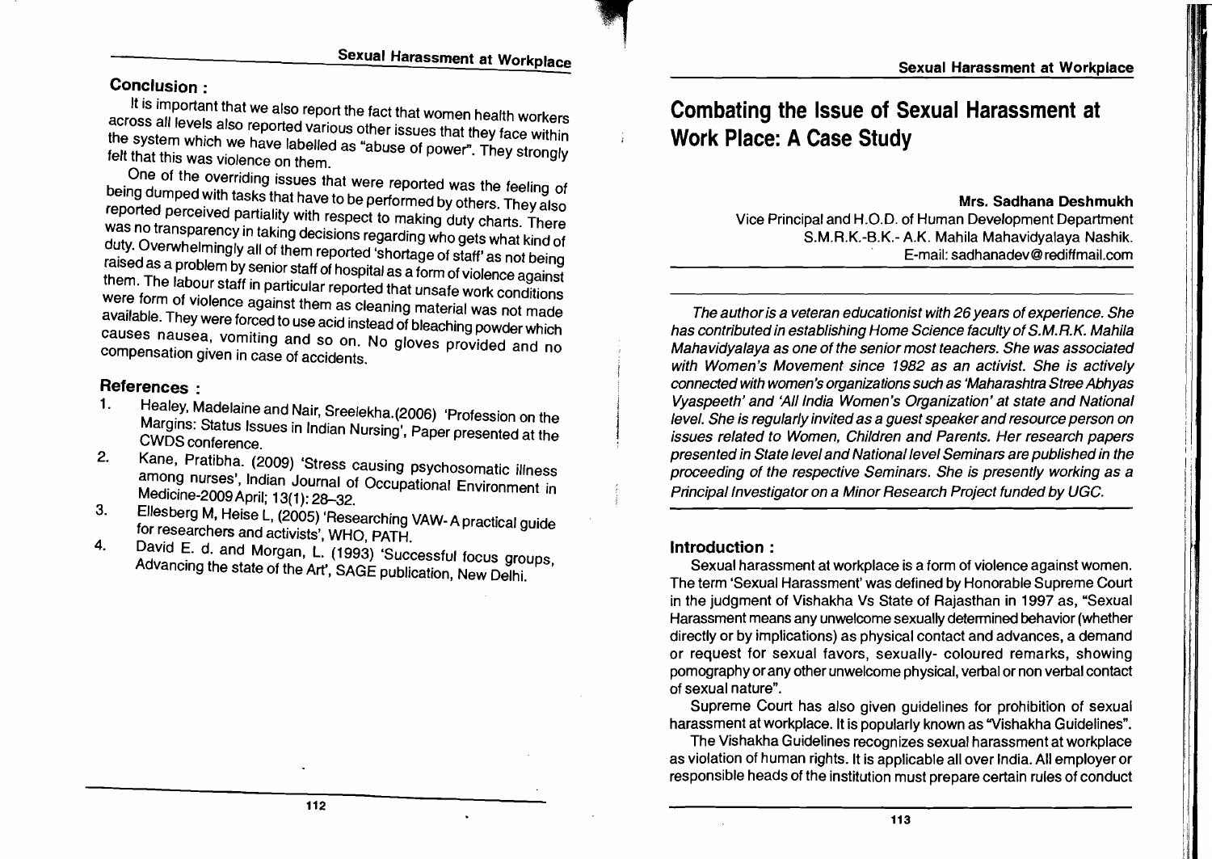## Conclusion :

It is important that we also report the fact that women health workers across all levels also reported various other issues that they face within the system which we have labelled as "abuse of power". They strongly felt that this was violence on them.

One of the overriding issues that were reported was the feeling of being dumped with tasks that have to be performed by others. They also reported perceived partiality with respect to making duty charts. There was no transparency in taking decisions regarding who gets what kind of duty. Overwhelmingly all of them reported 'shortage of staff' as not being raised as a problem by senior staff of hospital as a form of violence against them. The labour staff in particular reported that unsafe work conditions were form of violence against them as cleaning material was not made available. They were forced to use acid instead of bleaching powder which causes nausea, vomiting and so on. No gloves provided and no compensation given in case of accidents.

## References :

1. Healey, Madelaine and Nair, Sreelekha.(2006) 'Profession on the Margins: Status Issues in Indian Nursing', Paper presented at the CWDS conference.
2. Kane, Pratibha. (2009) 'Stress causing psychosomatic illness among nurses', Indian Journal of Occupational Environment in Medicine-2009 April; 13(1): 28–32.
3. Ellesberg M, Heise L, (2005) 'Researching VAW- A practical guide for researchers and activists', WHO, PATH.
4. David E. d. and Morgan, L. (1993) 'Successful focus groups, Advancing the state of the Art', SAGE publication, New Delhi.

# Combating the Issue of Sexual Harassment at Work Place: A Case Study

**Mrs. Sadhana Deshmukh**

Vice Principal and H.O.D. of Human Development Department
S.M.R.K.-B.K.- A.K. Mahila Mahavidyalaya Nashik.
E-mail: sadhanadev@rediffmail.com

*The author is a veteran educationist with 26 years of experience. She has contributed in establishing Home Science faculty of S.M.R.K. Mahila Mahavidyalaya as one of the senior most teachers. She was associated with Women's Movement since 1982 as an activist. She is actively connected with women's organizations such as 'Maharashtra Stree Abhyas Vyaspeeth' and 'All India Women's Organization' at state and National level. She is regularly invited as a guest speaker and resource person on issues related to Women, Children and Parents. Her research papers presented in State level and National level Seminars are published in the proceeding of the respective Seminars. She is presently working as a Principal Investigator on a Minor Research Project funded by UGC.*

## Introduction :

Sexual harassment at workplace is a form of violence against women. The term 'Sexual Harassment' was defined by Honorable Supreme Court in the judgment of Vishakha Vs State of Rajasthan in 1997 as, "Sexual Harassment means any unwelcome sexually determined behavior (whether directly or by implications) as physical contact and advances, a demand or request for sexual favors, sexually- coloured remarks, showing pornography or any other unwelcome physical, verbal or non verbal contact of sexual nature".

Supreme Court has also given guidelines for prohibition of sexual harassment at workplace. It is popularly known as "Vishakha Guidelines".

The Vishakha Guidelines recognizes sexual harassment at workplace as violation of human rights. It is applicable all over India. All employer or responsible heads of the institution must prepare certain rules of conduct